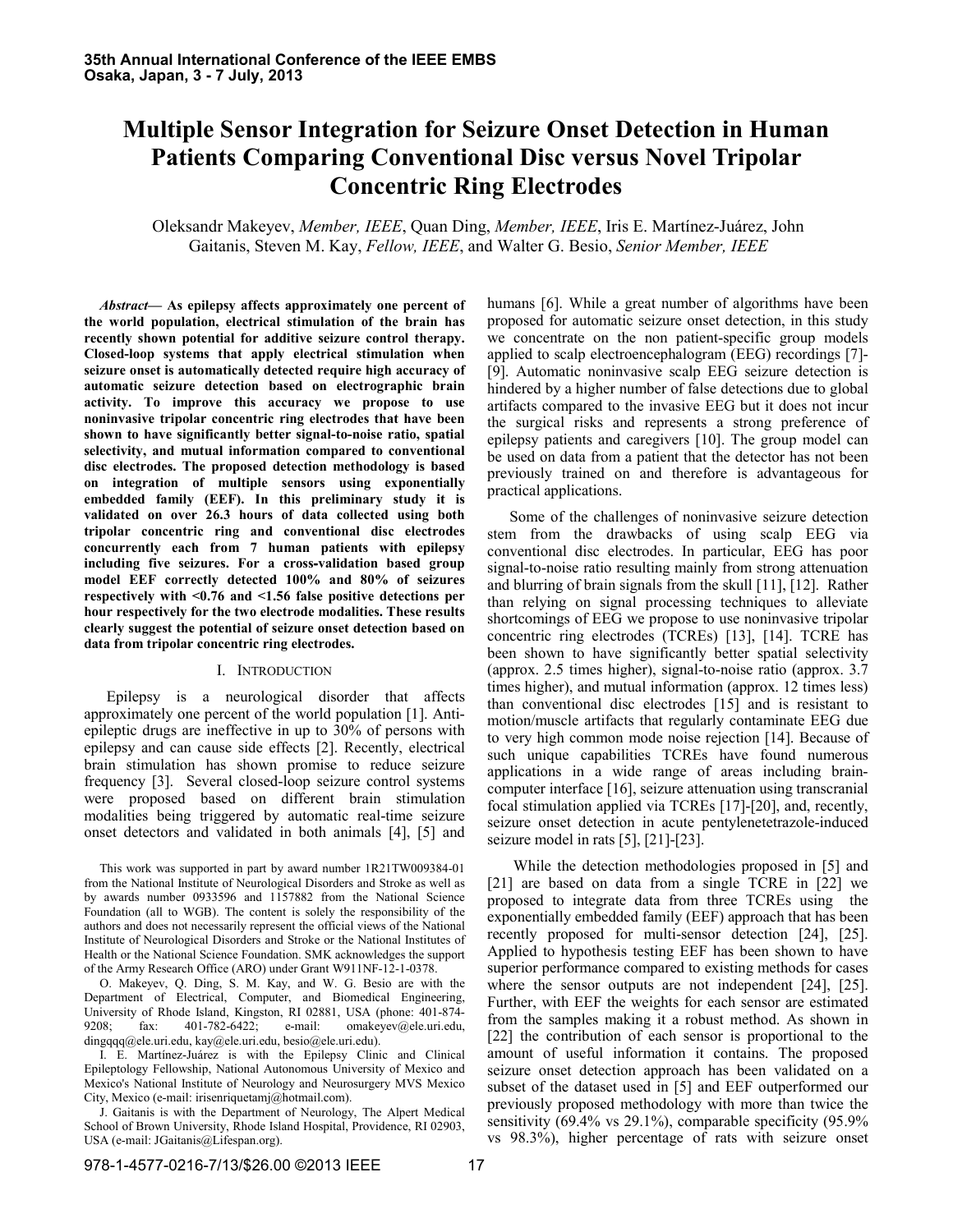# Multiple Sensor Integration for Seizure Onset Detection in Human Patients Comparing Conventional Disc versus Novel Tripolar Concentric Ring Electrodes

Oleksandr Makeyev, *Member, IEEE*, Quan Ding, *Member, IEEE*, Iris E. Martínez-Juárez, John Gaitanis, Steven M. Kay, *Fellow, IEEE*, and Walter G. Besio, *Senior Member, IEEE*

***Abstract*— As epilepsy affects approximately one percent of the world population, electrical stimulation of the brain has recently shown potential for additive seizure control therapy. Closed-loop systems that apply electrical stimulation when seizure onset is automatically detected require high accuracy of automatic seizure detection based on electrographic brain activity. To improve this accuracy we propose to use noninvasive tripolar concentric ring electrodes that have been shown to have significantly better signal-to-noise ratio, spatial selectivity, and mutual information compared to conventional disc electrodes. The proposed detection methodology is based on integration of multiple sensors using exponentially embedded family (EEF). In this preliminary study it is validated on over 26.3 hours of data collected using both tripolar concentric ring and conventional disc electrodes concurrently each from 7 human patients with epilepsy including five seizures. For a cross-validation based group model EEF correctly detected 100% and 80% of seizures respectively with <0.76 and <1.56 false positive detections per hour respectively for the two electrode modalities. These results clearly suggest the potential of seizure onset detection based on data from tripolar concentric ring electrodes.**

## I. Introduction

Epilepsy is a neurological disorder that affects approximately one percent of the world population [1]. Anti-epileptic drugs are ineffective in up to 30% of persons with epilepsy and can cause side effects [2]. Recently, electrical brain stimulation has shown promise to reduce seizure frequency [3]. Several closed-loop seizure control systems were proposed based on different brain stimulation modalities being triggered by automatic real-time seizure onset detectors and validated in both animals [4], [5] and humans [6]. While a great number of algorithms have been proposed for automatic seizure onset detection, in this study we concentrate on the non patient-specific group models applied to scalp electroencephalogram (EEG) recordings [7]-[9]. Automatic noninvasive scalp EEG seizure detection is hindered by a higher number of false detections due to global artifacts compared to the invasive EEG but it does not incur the surgical risks and represents a strong preference of epilepsy patients and caregivers [10]. The group model can be used on data from a patient that the detector has not been previously trained on and therefore is advantageous for practical applications.

Some of the challenges of noninvasive seizure detection stem from the drawbacks of using scalp EEG via conventional disc electrodes. In particular, EEG has poor signal-to-noise ratio resulting mainly from strong attenuation and blurring of brain signals from the skull [11], [12]. Rather than relying on signal processing techniques to alleviate shortcomings of EEG we propose to use noninvasive tripolar concentric ring electrodes (TCREs) [13], [14]. TCRE has been shown to have significantly better spatial selectivity (approx. 2.5 times higher), signal-to-noise ratio (approx. 3.7 times higher), and mutual information (approx. 12 times less) than conventional disc electrodes [15] and is resistant to motion/muscle artifacts that regularly contaminate EEG due to very high common mode noise rejection [14]. Because of such unique capabilities TCREs have found numerous applications in a wide range of areas including brain-computer interface [16], seizure attenuation using transcranial focal stimulation applied via TCREs [17]-[20], and, recently, seizure onset detection in acute pentylenetetrazole-induced seizure model in rats [5], [21]-[23].

While the detection methodologies proposed in [5] and [21] are based on data from a single TCRE in [22] we proposed to integrate data from three TCREs using the exponentially embedded family (EEF) approach that has been recently proposed for multi-sensor detection [24], [25]. Applied to hypothesis testing EEF has been shown to have superior performance compared to existing methods for cases where the sensor outputs are not independent [24], [25]. Further, with EEF the weights for each sensor are estimated from the samples making it a robust method. As shown in [22] the contribution of each sensor is proportional to the amount of useful information it contains. The proposed seizure onset detection approach has been validated on a subset of the dataset used in [5] and EEF outperformed our previously proposed methodology with more than twice the sensitivity (69.4% vs 29.1%), comparable specificity (95.9% vs 98.3%), higher percentage of rats with seizure onset

This work was supported in part by award number 1R21TW009384-01 from the National Institute of Neurological Disorders and Stroke as well as by awards number 0933596 and 1157882 from the National Science Foundation (all to WGB). The content is solely the responsibility of the authors and does not necessarily represent the official views of the National Institute of Neurological Disorders and Stroke or the National Institutes of Health or the National Science Foundation. SMK acknowledges the support of the Army Research Office (ARO) under Grant W911NF-12-1-0378.

O. Makeyev, Q. Ding, S. M. Kay, and W. G. Besio are with the Department of Electrical, Computer, and Biomedical Engineering, University of Rhode Island, Kingston, RI 02881, USA (phone: 401-874-9208; fax: 401-782-6422; e-mail: omakeyev@ele.uri.edu, dingqqq@ele.uri.edu, kay@ele.uri.edu, besio@ele.uri.edu).

I. E. Martínez-Juárez is with the Epilepsy Clinic and Clinical Epileptology Fellowship, National Autonomous University of Mexico and Mexico's National Institute of Neurology and Neurosurgery MVS Mexico City, Mexico (e-mail: irisenriquetamj@hotmail.com).

J. Gaitanis is with the Department of Neurology, The Alpert Medical School of Brown University, Rhode Island Hospital, Providence, RI 02903, USA (e-mail: JGaitanis@Lifespan.org).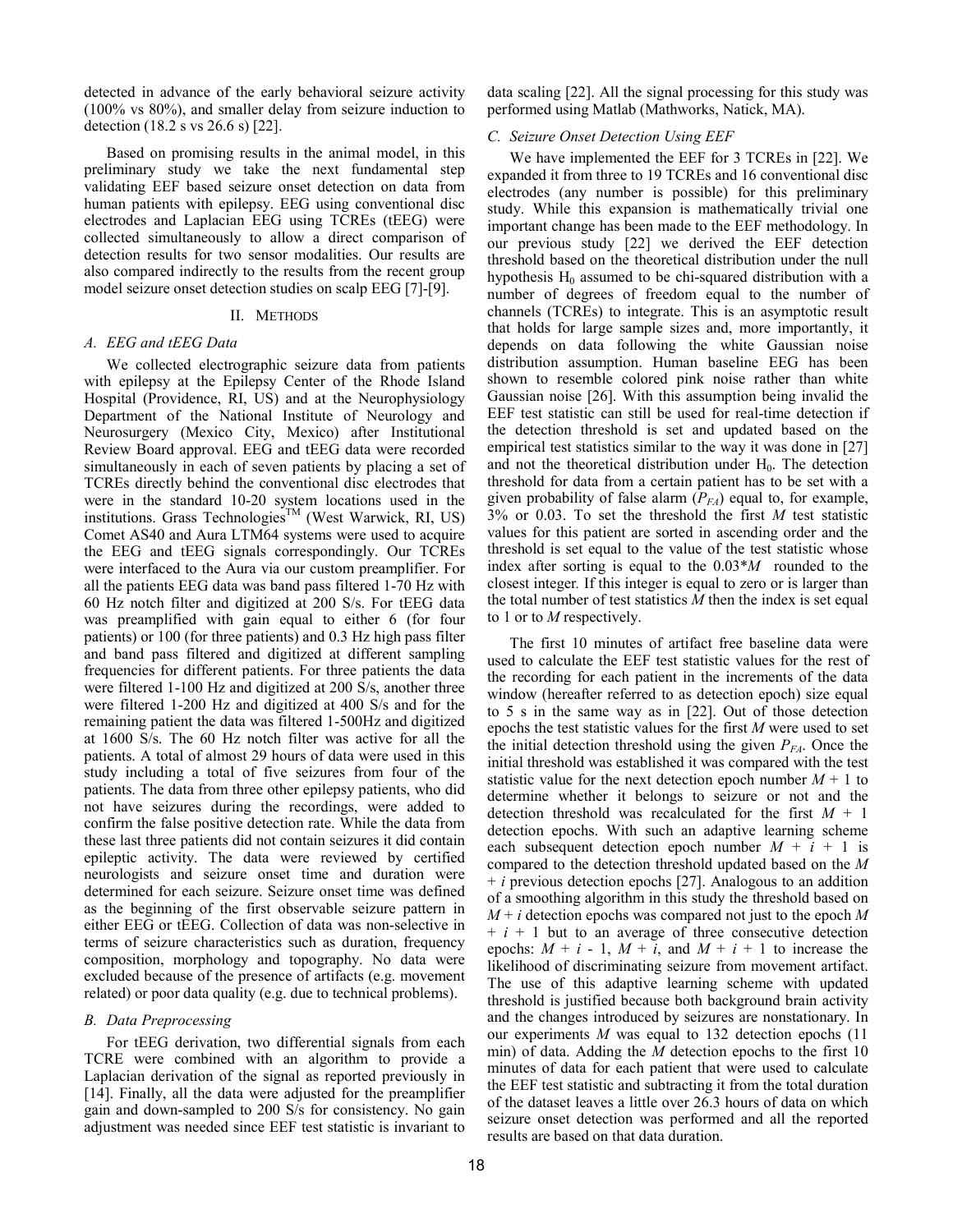detected in advance of the early behavioral seizure activity (100% vs 80%), and smaller delay from seizure induction to detection (18.2 s vs 26.6 s) [22].

Based on promising results in the animal model, in this preliminary study we take the next fundamental step validating EEF based seizure onset detection on data from human patients with epilepsy. EEG using conventional disc electrodes and Laplacian EEG using TCREs (tEEG) were collected simultaneously to allow a direct comparison of detection results for two sensor modalities. Our results are also compared indirectly to the results from the recent group model seizure onset detection studies on scalp EEG [7]-[9].

## II. Methods

### A. EEG and tEEG Data

We collected electrographic seizure data from patients with epilepsy at the Epilepsy Center of the Rhode Island Hospital (Providence, RI, US) and at the Neurophysiology Department of the National Institute of Neurology and Neurosurgery (Mexico City, Mexico) after Institutional Review Board approval. EEG and tEEG data were recorded simultaneously in each of seven patients by placing a set of TCREs directly behind the conventional disc electrodes that were in the standard 10-20 system locations used in the institutions. Grass Technologies™ (West Warwick, RI, US) Comet AS40 and Aura LTM64 systems were used to acquire the EEG and tEEG signals correspondingly. Our TCREs were interfaced to the Aura via our custom preamplifier. For all the patients EEG data was band pass filtered 1-70 Hz with 60 Hz notch filter and digitized at 200 S/s. For tEEG data was preamplified with gain equal to either 6 (for four patients) or 100 (for three patients) and 0.3 Hz high pass filter and band pass filtered and digitized at different sampling frequencies for different patients. For three patients the data were filtered 1-100 Hz and digitized at 200 S/s, another three were filtered 1-200 Hz and digitized at 400 S/s and for the remaining patient the data was filtered 1-500Hz and digitized at 1600 S/s. The 60 Hz notch filter was active for all the patients. A total of almost 29 hours of data were used in this study including a total of five seizures from four of the patients. The data from three other epilepsy patients, who did not have seizures during the recordings, were added to confirm the false positive detection rate. While the data from these last three patients did not contain seizures it did contain epileptic activity. The data were reviewed by certified neurologists and seizure onset time and duration were determined for each seizure. Seizure onset time was defined as the beginning of the first observable seizure pattern in either EEG or tEEG. Collection of data was non-selective in terms of seizure characteristics such as duration, frequency composition, morphology and topography. No data were excluded because of the presence of artifacts (e.g. movement related) or poor data quality (e.g. due to technical problems).

### B. Data Preprocessing

For tEEG derivation, two differential signals from each TCRE were combined with an algorithm to provide a Laplacian derivation of the signal as reported previously in [14]. Finally, all the data were adjusted for the preamplifier gain and down-sampled to 200 S/s for consistency. No gain adjustment was needed since EEF test statistic is invariant to data scaling [22]. All the signal processing for this study was performed using Matlab (Mathworks, Natick, MA).

### C. Seizure Onset Detection Using EEF

We have implemented the EEF for 3 TCREs in [22]. We expanded it from three to 19 TCREs and 16 conventional disc electrodes (any number is possible) for this preliminary study. While this expansion is mathematically trivial one important change has been made to the EEF methodology. In our previous study [22] we derived the EEF detection threshold based on the theoretical distribution under the null hypothesis $H_0$ assumed to be chi-squared distribution with a number of degrees of freedom equal to the number of channels (TCREs) to integrate. This is an asymptotic result that holds for large sample sizes and, more importantly, it depends on data following the white Gaussian noise distribution assumption. Human baseline EEG has been shown to resemble colored pink noise rather than white Gaussian noise [26]. With this assumption being invalid the EEF test statistic can still be used for real-time detection if the detection threshold is set and updated based on the empirical test statistics similar to the way it was done in [27] and not the theoretical distribution under $H_0$. The detection threshold for data from a certain patient has to be set with a given probability of false alarm ($P_{FA}$) equal to, for example, 3% or 0.03. To set the threshold the first $M$ test statistic values for this patient are sorted in ascending order and the threshold is set equal to the value of the test statistic whose index after sorting is equal to the $0.03*M$ rounded to the closest integer. If this integer is equal to zero or is larger than the total number of test statistics $M$ then the index is set equal to 1 or to $M$ respectively.

The first 10 minutes of artifact free baseline data were used to calculate the EEF test statistic values for the rest of the recording for each patient in the increments of the data window (hereafter referred to as detection epoch) size equal to 5 s in the same way as in [22]. Out of those detection epochs the test statistic values for the first $M$ were used to set the initial detection threshold using the given $P_{FA}$. Once the initial threshold was established it was compared with the test statistic value for the next detection epoch number $M + 1$ to determine whether it belongs to seizure or not and the detection threshold was recalculated for the first $M + 1$ detection epochs. With such an adaptive learning scheme each subsequent detection epoch number $M + i + 1$ is compared to the detection threshold updated based on the $M + i$ previous detection epochs [27]. Analogous to an addition of a smoothing algorithm in this study the threshold based on $M + i$ detection epochs was compared not just to the epoch $M + i + 1$ but to an average of three consecutive detection epochs: $M + i - 1$, $M + i$, and $M + i + 1$ to increase the likelihood of discriminating seizure from movement artifact. The use of this adaptive learning scheme with updated threshold is justified because both background brain activity and the changes introduced by seizures are nonstationary. In our experiments $M$ was equal to 132 detection epochs (11 min) of data. Adding the $M$ detection epochs to the first 10 minutes of data for each patient that were used to calculate the EEF test statistic and subtracting it from the total duration of the dataset leaves a little over 26.3 hours of data on which seizure onset detection was performed and all the reported results are based on that data duration.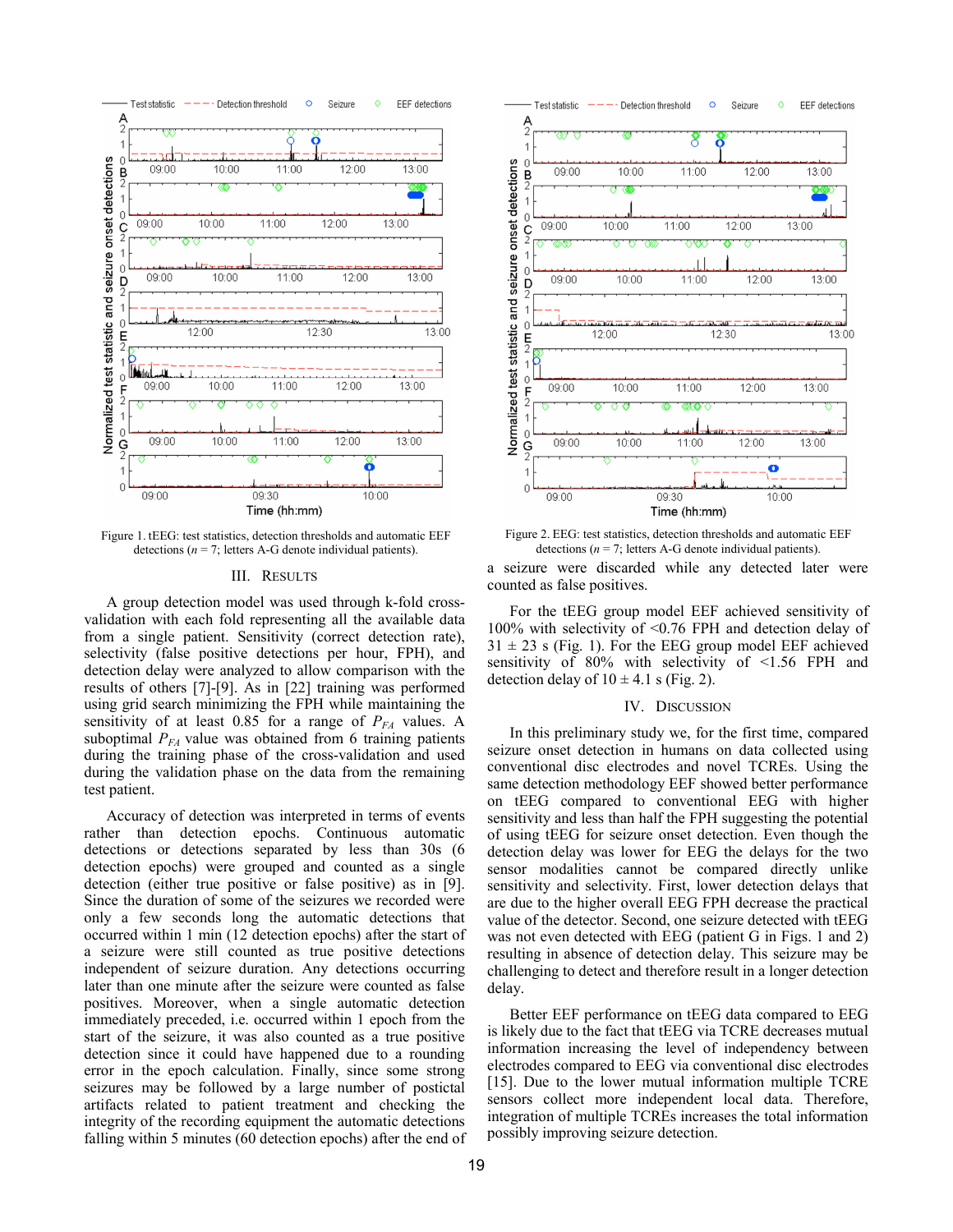Figure 1. tEEG: test statistics, detection thresholds and automatic EEF detections ($n$ = 7; letters A-G denote individual patients).

Figure 2. EEG: test statistics, detection thresholds and automatic EEF detections ($n$ = 7; letters A-G denote individual patients).

## III. Results

A group detection model was used through k-fold cross-validation with each fold representing all the available data from a single patient. Sensitivity (correct detection rate), selectivity (false positive detections per hour, FPH), and detection delay were analyzed to allow comparison with the results of others [7]-[9]. As in [22] training was performed using grid search minimizing the FPH while maintaining the sensitivity of at least 0.85 for a range of $P_{FA}$ values. A suboptimal $P_{FA}$ value was obtained from 6 training patients during the training phase of the cross-validation and used during the validation phase on the data from the remaining test patient.

Accuracy of detection was interpreted in terms of events rather than detection epochs. Continuous automatic detections or detections separated by less than 30s (6 detection epochs) were grouped and counted as a single detection (either true positive or false positive) as in [9]. Since the duration of some of the seizures we recorded was only a few seconds long the automatic detections that occurred within 1 min (12 detection epochs) after the start of a seizure were still counted as true positive detections independent of seizure duration. Any detections occurring later than one minute after the seizure were counted as false positives. Moreover, when a single automatic detection immediately preceded, i.e. occurred within 1 epoch from the start of the seizure, it was also counted as a true positive detection since it could have happened due to a rounding error in the epoch calculation. Finally, since some strong seizures may be followed by a large number of postictal artifacts related to patient treatment and checking the integrity of the recording equipment the automatic detections falling within 5 minutes (60 detection epochs) after the end of a seizure were discarded while any detected later were counted as false positives.

For the tEEG group model EEF achieved sensitivity of 100% with selectivity of <0.76 FPH and detection delay of 31 ± 23 s (Fig. 1). For the EEG group model EEF achieved sensitivity of 80% with selectivity of <1.56 FPH and detection delay of 10 ± 4.1 s (Fig. 2).

## IV. Discussion

In this preliminary study we, for the first time, compared seizure onset detection in humans on data collected using conventional disc electrodes and novel TCREs. Using the same detection methodology EEF showed better performance on tEEG compared to conventional EEG with higher sensitivity and less than half the FPH suggesting the potential of using tEEG for seizure onset detection. Even though the detection delay was lower for EEG the delays for the two sensor modalities cannot be compared directly unlike sensitivity and selectivity. First, lower detection delays that are due to the higher overall EEG FPH decrease the practical value of the detector. Second, one seizure detected with tEEG was not even detected with EEG (patient G in Figs. 1 and 2) resulting in absence of detection delay. This seizure may be challenging to detect and therefore result in a longer detection delay.

Better EEF performance on tEEG data compared to EEG is likely due to the fact that tEEG via TCRE decreases mutual information increasing the level of independency between electrodes compared to EEG via conventional disc electrodes [15]. Due to the lower mutual information multiple TCRE sensors collect more independent local data. Therefore, integration of multiple TCREs increases the total information possibly improving seizure detection.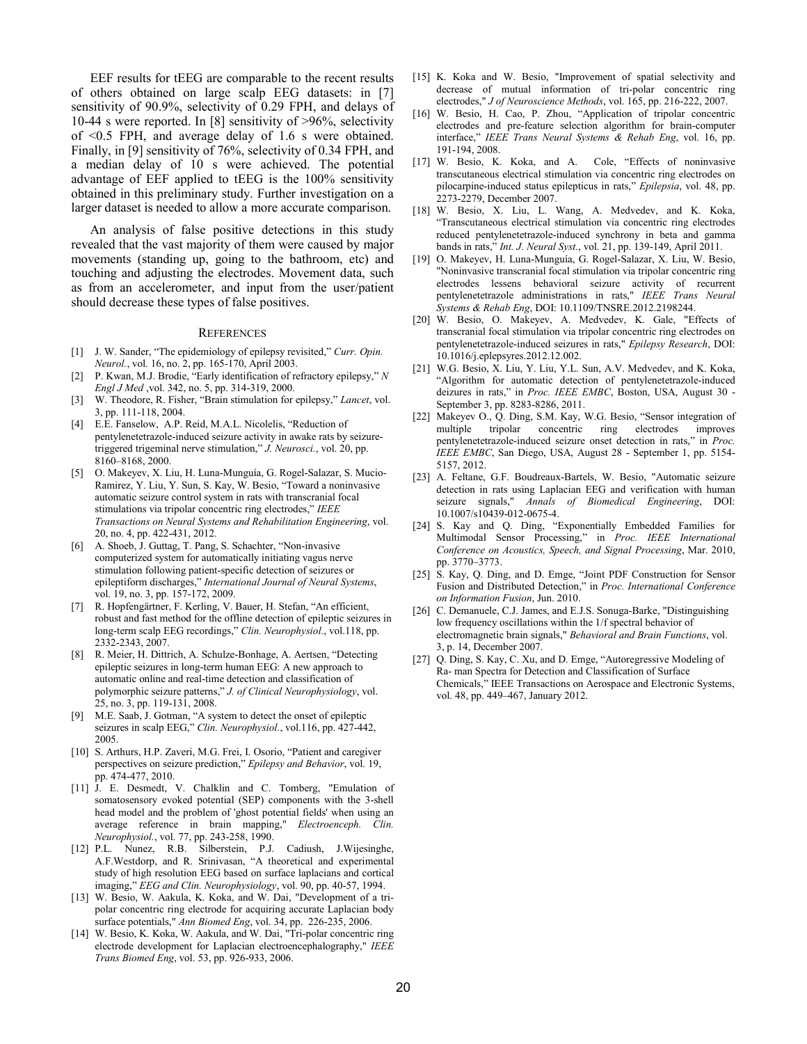EEF results for tEEG are comparable to the recent results of others obtained on large scalp EEG datasets: in [7] sensitivity of 90.9%, selectivity of 0.29 FPH, and delays of 10-44 s were reported. In [8] sensitivity of >96%, selectivity of <0.5 FPH, and average delay of 1.6 s were obtained. Finally, in [9] sensitivity of 76%, selectivity of 0.34 FPH, and a median delay of 10 s were achieved. The potential advantage of EEF applied to tEEG is the 100% sensitivity obtained in this preliminary study. Further investigation on a larger dataset is needed to allow a more accurate comparison.

An analysis of false positive detections in this study revealed that the vast majority of them were caused by major movements (standing up, going to the bathroom, etc) and touching and adjusting the electrodes. Movement data, such as from an accelerometer, and input from the user/patient should decrease these types of false positives.

## References

[1] J. W. Sander, "The epidemiology of epilepsy revisited," *Curr. Opin. Neurol.*, vol. 16, no. 2, pp. 165-170, April 2003.

[2] P. Kwan, M.J. Brodie, "Early identification of refractory epilepsy," *N Engl J Med* ,vol. 342, no. 5, pp. 314-319, 2000.

[3] W. Theodore, R. Fisher, "Brain stimulation for epilepsy," *Lancet*, vol. 3, pp. 111-118, 2004.

[4] E.E. Fanselow, A.P. Reid, M.A.L. Nicolelis, "Reduction of pentylenetetrazole-induced seizure activity in awake rats by seizure-triggered trigeminal nerve stimulation," *J. Neurosci.*, vol. 20, pp. 8160–8168, 2000.

[5] O. Makeyev, X. Liu, H. Luna-Munguía, G. Rogel-Salazar, S. Mucio-Ramirez, Y. Liu, Y. Sun, S. Kay, W. Besio, "Toward a noninvasive automatic seizure control system in rats with transcranial focal stimulations via tripolar concentric ring electrodes," *IEEE Transactions on Neural Systems and Rehabilitation Engineering*, vol. 20, no. 4, pp. 422-431, 2012.

[6] A. Shoeb, J. Guttag, T. Pang, S. Schachter, "Non-invasive computerized system for automatically initiating vagus nerve stimulation following patient-specific detection of seizures or epileptiform discharges," *International Journal of Neural Systems*, vol. 19, no. 3, pp. 157-172, 2009.

[7] R. Hopfengärtner, F. Kerling, V. Bauer, H. Stefan, "An efficient, robust and fast method for the offline detection of epileptic seizures in long-term scalp EEG recordings," *Clin. Neurophysiol.*, vol.118, pp. 2332-2343, 2007.

[8] R. Meier, H. Dittrich, A. Schulze-Bonhage, A. Aertsen, "Detecting epileptic seizures in long-term human EEG: A new approach to automatic online and real-time detection and classification of polymorphic seizure patterns," *J. of Clinical Neurophysiology*, vol. 25, no. 3, pp. 119-131, 2008.

[9] M.E. Saab, J. Gotman, "A system to detect the onset of epileptic seizures in scalp EEG," *Clin. Neurophysiol.*, vol.116, pp. 427-442, 2005.

[10] S. Arthurs, H.P. Zaveri, M.G. Frei, I. Osorio, "Patient and caregiver perspectives on seizure prediction," *Epilepsy and Behavior*, vol. 19, pp. 474-477, 2010.

[11] J. E. Desmedt, V. Chalklin and C. Tomberg, "Emulation of somatosensory evoked potential (SEP) components with the 3-shell head model and the problem of 'ghost potential fields' when using an average reference in brain mapping," *Electroenceph. Clin. Neurophysiol.*, vol. 77, pp. 243-258, 1990.

[12] P.L. Nunez, R.B. Silberstein, P.J. Cadiush, J.Wijesinghe, A.F.Westdorp, and R. Srinivasan, "A theoretical and experimental study of high resolution EEG based on surface laplacians and cortical imaging," *EEG and Clin. Neurophysiology*, vol. 90, pp. 40-57, 1994.

[13] W. Besio, W. Aakula, K. Koka, and W. Dai, "Development of a tri-polar concentric ring electrode for acquiring accurate Laplacian body surface potentials," *Ann Biomed Eng*, vol. 34, pp. 226-235, 2006.

[14] W. Besio, K. Koka, W. Aakula, and W. Dai, "Tri-polar concentric ring electrode development for Laplacian electroencephalography," *IEEE Trans Biomed Eng*, vol. 53, pp. 926-933, 2006.

[15] K. Koka and W. Besio, "Improvement of spatial selectivity and decrease of mutual information of tri-polar concentric ring electrodes," *J of Neuroscience Methods*, vol. 165, pp. 216-222, 2007.

[16] W. Besio, H. Cao, P. Zhou, "Application of tripolar concentric electrodes and pre-feature selection algorithm for brain-computer interface," *IEEE Trans Neural Systems & Rehab Eng*, vol. 16, pp. 191-194, 2008.

[17] W. Besio, K. Koka, and A. Cole, "Effects of noninvasive transcutaneous electrical stimulation via concentric ring electrodes on pilocarpine-induced status epilepticus in rats," *Epilepsia*, vol. 48, pp. 2273-2279, December 2007.

[18] W. Besio, X. Liu, L. Wang, A. Medvedev, and K. Koka, "Transcutaneous electrical stimulation via concentric ring electrodes reduced pentylenetetrazole-induced synchrony in beta and gamma bands in rats," *Int. J. Neural Syst.*, vol. 21, pp. 139-149, April 2011.

[19] O. Makeyev, H. Luna-Munguía, G. Rogel-Salazar, X. Liu, W. Besio, "Noninvasive transcranial focal stimulation via tripolar concentric ring electrodes lessens behavioral seizure activity of recurrent pentylenetetrazole administrations in rats," *IEEE Trans Neural Systems & Rehab Eng*, DOI: 10.1109/TNSRE.2012.2198244.

[20] W. Besio, O. Makeyev, A. Medvedev, K. Gale, "Effects of transcranial focal stimulation via tripolar concentric ring electrodes on pentylenetetrazole-induced seizures in rats," *Epilepsy Research*, DOI: 10.1016/j.eplepsyres.2012.12.002.

[21] W.G. Besio, X. Liu, Y. Liu, Y.L. Sun, A.V. Medvedev, and K. Koka, "Algorithm for automatic detection of pentylenetetrazole-induced deizures in rats," in *Proc. IEEE EMBC*, Boston, USA, August 30 - September 3, pp. 8283-8286, 2011.

[22] Makeyev O., Q. Ding, S.M. Kay, W.G. Besio, "Sensor integration of multiple tripolar concentric ring electrodes improves pentylenetetrazole-induced seizure onset detection in rats," in *Proc. IEEE EMBC*, San Diego, USA, August 28 - September 1, pp. 5154-5157, 2012.

[23] A. Feltane, G.F. Boudreaux-Bartels, W. Besio, "Automatic seizure detection in rats using Laplacian EEG and verification with human seizure signals," *Annals of Biomedical Engineering*, DOI: 10.1007/s10439-012-0675-4.

[24] S. Kay and Q. Ding, "Exponentially Embedded Families for Multimodal Sensor Processing," in *Proc. IEEE International Conference on Acoustics, Speech, and Signal Processing*, Mar. 2010, pp. 3770–3773.

[25] S. Kay, Q. Ding, and D. Emge, "Joint PDF Construction for Sensor Fusion and Distributed Detection," in *Proc. International Conference on Information Fusion*, Jun. 2010.

[26] C. Demanuele, C.J. James, and E.J.S. Sonuga-Barke, "Distinguishing low frequency oscillations within the 1/f spectral behavior of electromagnetic brain signals," *Behavioral and Brain Functions*, vol. 3, p. 14, December 2007.

[27] Q. Ding, S. Kay, C. Xu, and D. Emge, "Autoregressive Modeling of Ra- man Spectra for Detection and Classification of Surface Chemicals," IEEE Transactions on Aerospace and Electronic Systems, vol. 48, pp. 449–467, January 2012.